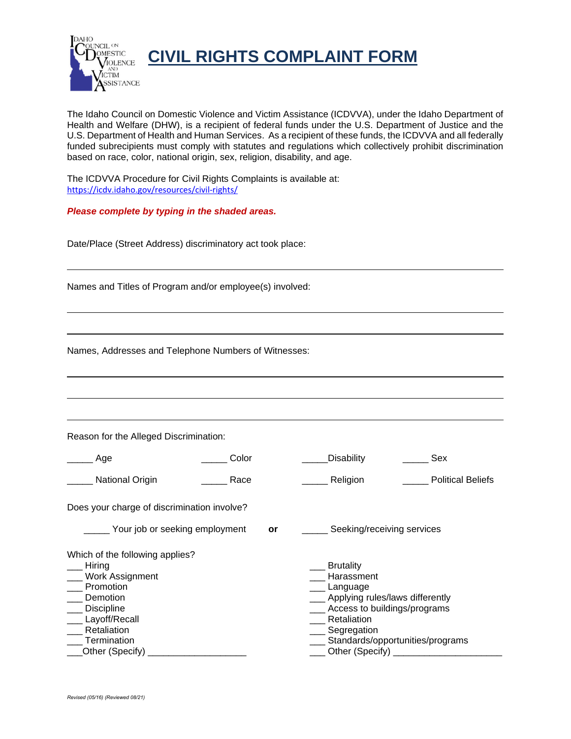# CIVIL RIGHTS COMPLAINT FORM

The Idaho Council on Domestic Violence and Victim Assistance (ICDVVA), under the Idaho Department of Health and Welfare (DHW), is a recipient of federal funds under the U.S. Department of Justice and the U.S. Department of Health and Human Services. As a recipient of these funds, the ICDVVA and all federally funded subrecipients must comply with statutes and regulations which collectively prohibit discrimination based on race, color, national origin, sex, religion, disability, and age.

The ICDVVA Procedure for Civil Rights Complaints is available at:
https://icdv.idaho.gov/resources/civil-rights/

***Please complete by typing in the shaded areas.***

Date/Place (Street Address) discriminatory act took place:

_______________________________________________

Names and Titles of Program and/or employee(s) involved:

_______________________________________________

_______________________________________________

Names, Addresses and Telephone Numbers of Witnesses:

_______________________________________________

_______________________________________________

_______________________________________________

Reason for the Alleged Discrimination:

| | | | |
|---|---|---|---|
| _____ Age | _____ Color | _____Disability | _____ Sex |
| _____ National Origin | _____ Race | _____ Religion | _____ Political Beliefs |

Does your charge of discrimination involve?

_____ Your job or seeking employment **or** _____ Seeking/receiving services

Which of the following applies?

___ Hiring
___ Work Assignment
___ Promotion
___ Demotion
___ Discipline
___ Layoff/Recall
___ Retaliation
___ Termination
___Other (Specify) ___________________

___ Brutality
___ Harassment
___ Language
___ Applying rules/laws differently
___ Access to buildings/programs
___ Retaliation
___ Segregation
___ Standards/opportunities/programs
___ Other (Specify) _____________________

*Revised (05/16) (Reviewed 08/21)*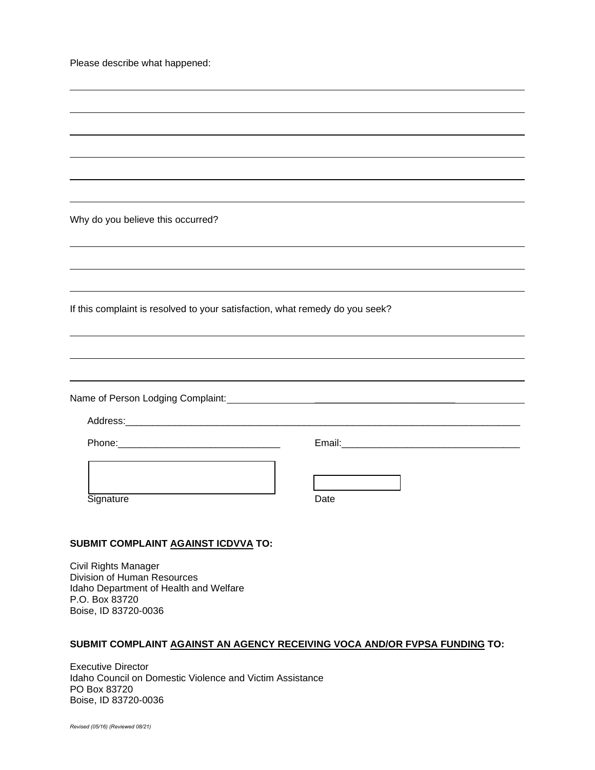Please describe what happened:

______________________________________________________________________________

______________________________________________________________________________

______________________________________________________________________________

______________________________________________________________________________

______________________________________________________________________________

______________________________________________________________________________

Why do you believe this occurred?

______________________________________________________________________________

______________________________________________________________________________

______________________________________________________________________________

If this complaint is resolved to your satisfaction, what remedy do you seek?

______________________________________________________________________________

______________________________________________________________________________

______________________________________________________________________________

Name of Person Lodging Complaint:_______________________________________________

Address:______________________________________________________________________

Phone:______________________________ Email:_________________________________

Signature

Date

**SUBMIT COMPLAINT AGAINST ICDVVA TO:**

Civil Rights Manager
Division of Human Resources
Idaho Department of Health and Welfare
P.O. Box 83720
Boise, ID 83720-0036

**SUBMIT COMPLAINT AGAINST AN AGENCY RECEIVING VOCA AND/OR FVPSA FUNDING TO:**

Executive Director
Idaho Council on Domestic Violence and Victim Assistance
PO Box 83720
Boise, ID 83720-0036

*Revised (05/16) (Reviewed 08/21)*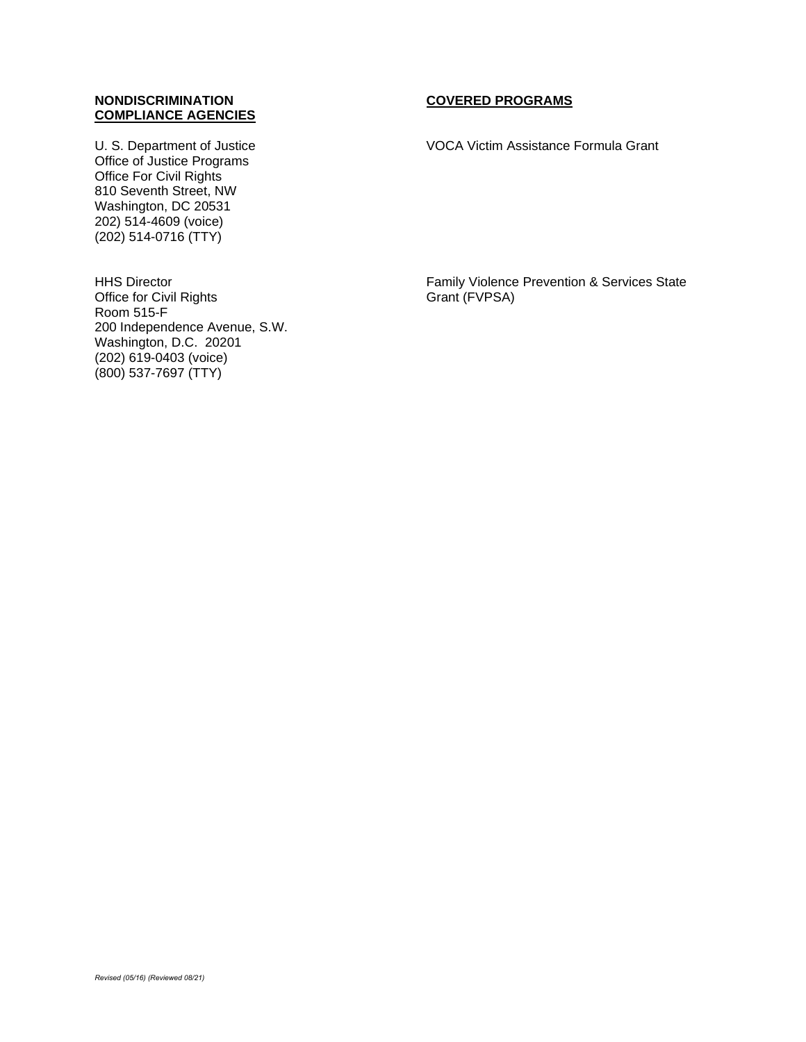| **NONDISCRIMINATION COMPLIANCE AGENCIES** | **COVERED PROGRAMS** |
|---|---|
| U. S. Department of Justice<br>Office of Justice Programs<br>Office For Civil Rights<br>810 Seventh Street, NW<br>Washington, DC 20531<br>202) 514-4609 (voice)<br>(202) 514-0716 (TTY) | VOCA Victim Assistance Formula Grant |
| HHS Director<br>Office for Civil Rights<br>Room 515-F<br>200 Independence Avenue, S.W.<br>Washington, D.C. 20201<br>(202) 619-0403 (voice)<br>(800) 537-7697 (TTY) | Family Violence Prevention & Services State Grant (FVPSA) |

*Revised (05/16) (Reviewed 08/21)*